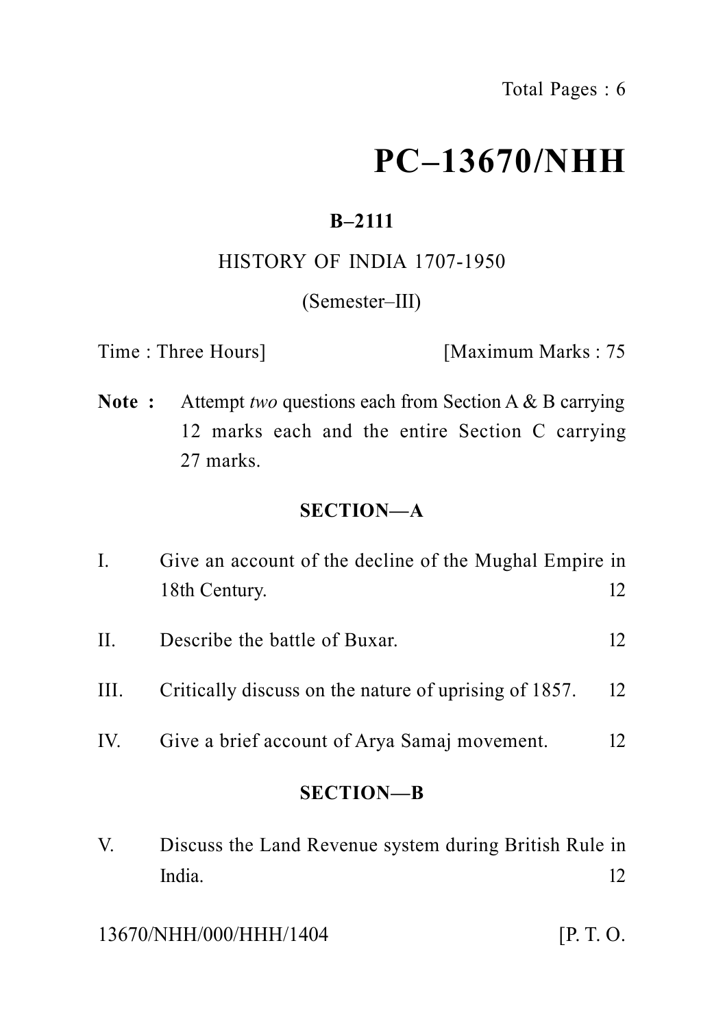# PC–13670/NHH

**B–2111**

HISTORY OF INDIA 1707-1950

(Semester–III)

Time : Three Hours] [Maximum Marks : 75

**Note :** Attempt *two* questions each from Section A & B carrying 12 marks each and the entire Section C carrying 27 marks.

## SECTION—A

I. Give an account of the decline of the Mughal Empire in 18th Century. 12

II. Describe the battle of Buxar. 12

III. Critically discuss on the nature of uprising of 1857. 12

IV. Give a brief account of Arya Samaj movement. 12

## SECTION—B

V. Discuss the Land Revenue system during British Rule in India. 12

13670/NHH/000/HHH/1404 [P. T. O.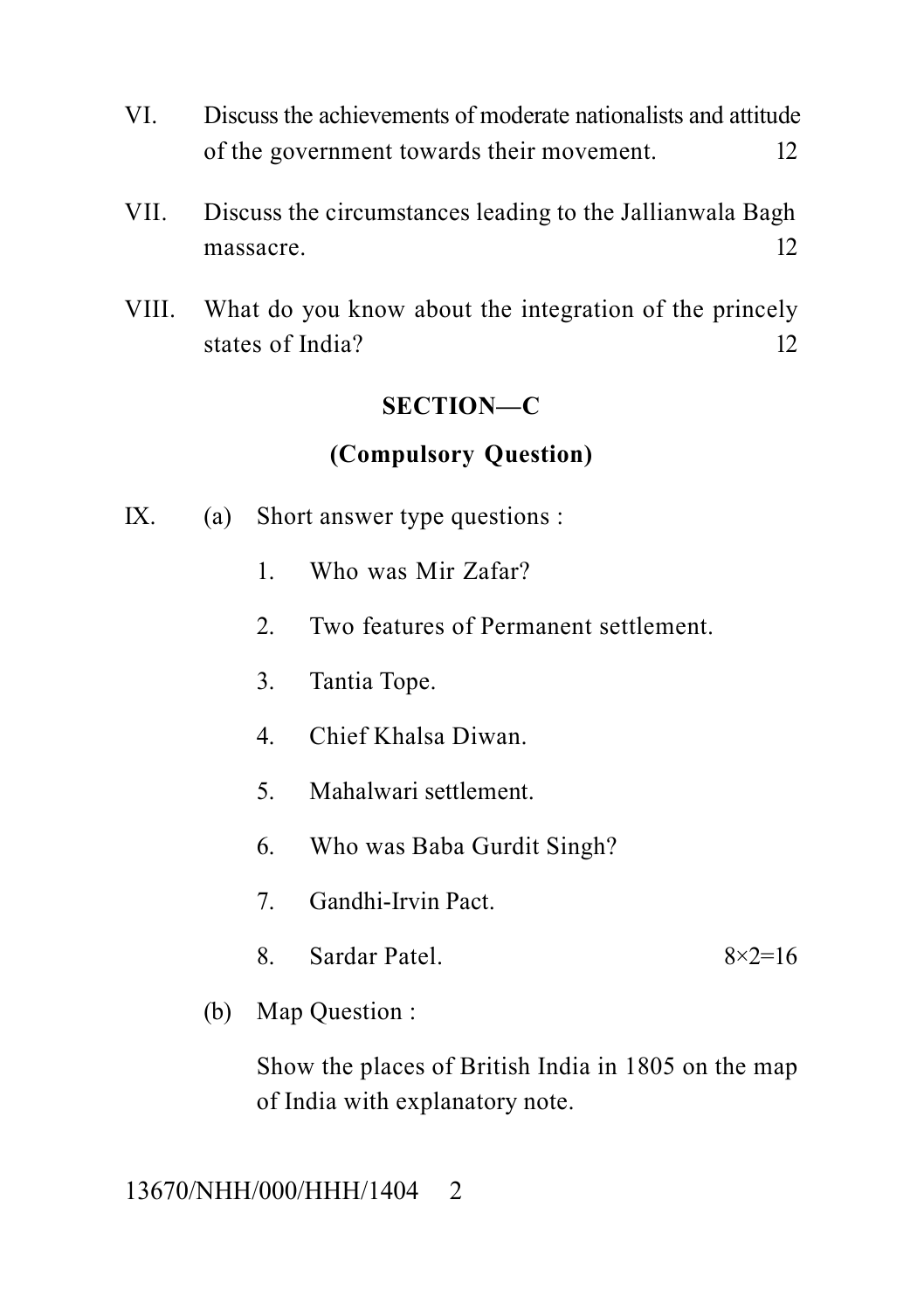VI. Discuss the achievements of moderate nationalists and attitude of the government towards their movement. 12

VII. Discuss the circumstances leading to the Jallianwala Bagh massacre. 12

VIII. What do you know about the integration of the princely states of India? 12

## SECTION—C

### (Compulsory Question)

IX. (a) Short answer type questions :

1. Who was Mir Zafar?
2. Two features of Permanent settlement.
3. Tantia Tope.
4. Chief Khalsa Diwan.
5. Mahalwari settlement.
6. Who was Baba Gurdit Singh?
7. Gandhi-Irvin Pact.
8. Sardar Patel. 8×2=16

(b) Map Question :

Show the places of British India in 1805 on the map of India with explanatory note.

13670/NHH/000/HHH/1404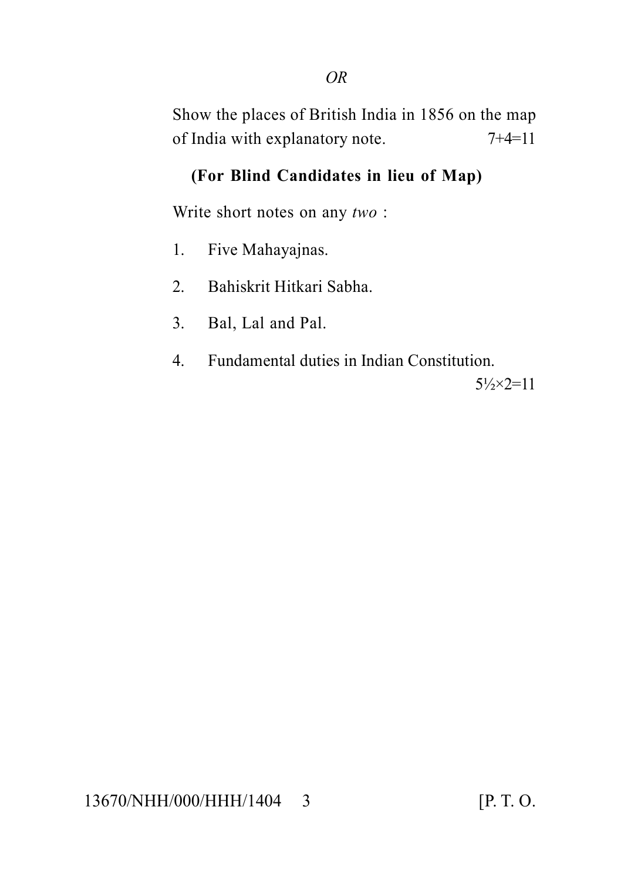*OR*

Show the places of British India in 1856 on the map of India with explanatory note. 7+4=11

**(For Blind Candidates in lieu of Map)**

Write short notes on any *two* :

1. Five Mahayajnas.
2. Bahiskrit Hitkari Sabha.
3. Bal, Lal and Pal.
4. Fundamental duties in Indian Constitution.

$5\frac{1}{2} \times 2 = 11$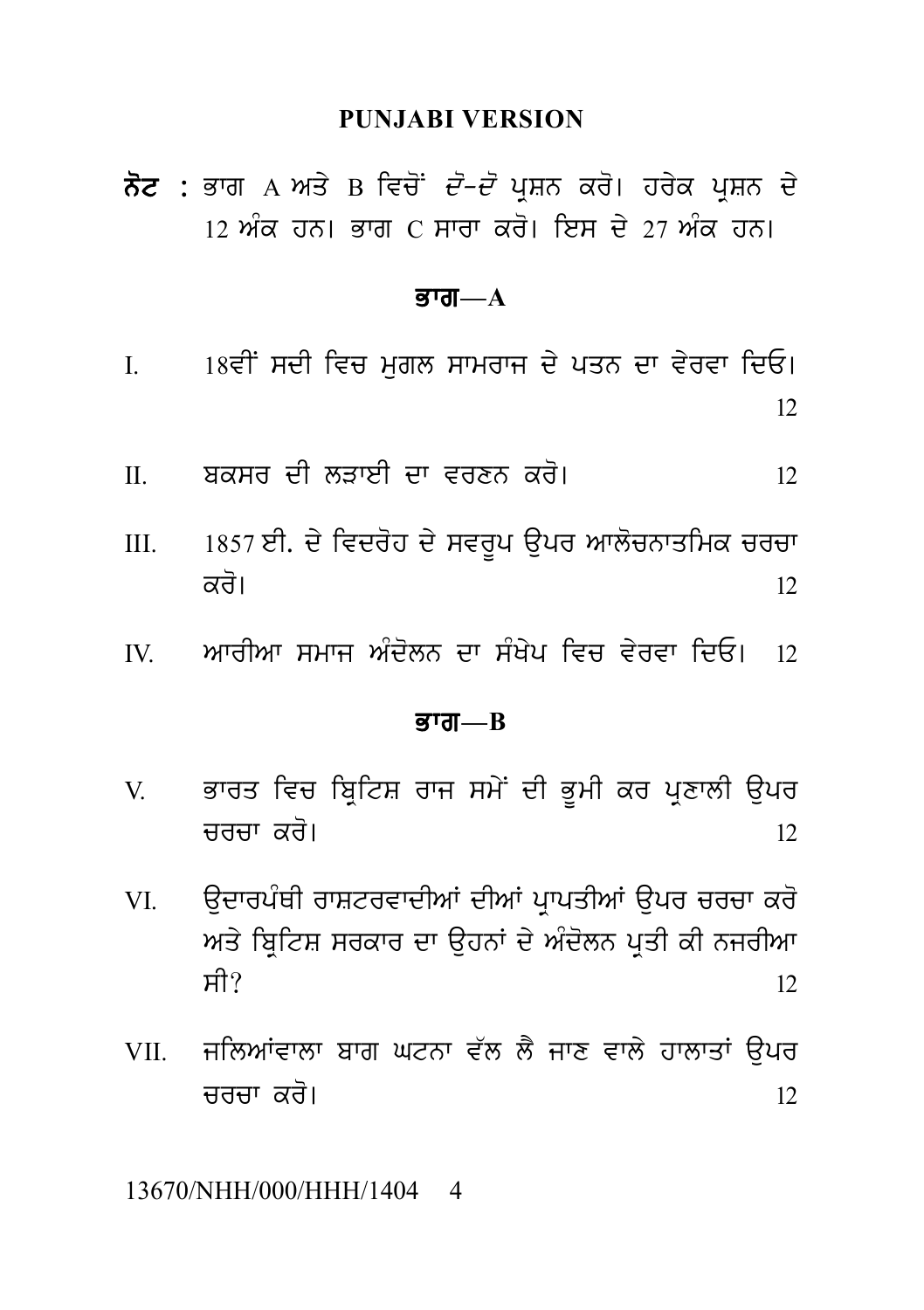## PUNJABI VERSION

**ਨੋਟ :** ਭਾਗ A ਅਤੇ B ਵਿਚੋਂ ਦੋ-ਦੋ ਪ੍ਰਸ਼ਨ ਕਰੋ। ਹਰੇਕ ਪ੍ਰਸ਼ਨ ਦੇ 12 ਅੰਕ ਹਨ। ਭਾਗ C ਸਾਰਾ ਕਰੋ। ਇਸ ਦੇ 27 ਅੰਕ ਹਨ।

### ਭਾਗ—A

I. 18ਵੀਂ ਸਦੀ ਵਿਚ ਮੁਗਲ ਸਾਮਰਾਜ ਦੇ ਪਤਨ ਦਾ ਵੇਰਵਾ ਦਿਓ। 12

II. ਬਕਸਰ ਦੀ ਲੜਾਈ ਦਾ ਵਰਣਨ ਕਰੋ। 12

III. 1857 ਈ. ਦੇ ਵਿਦਰੋਹ ਦੇ ਸਵਰੂਪ ਉਪਰ ਆਲੋਚਨਾਤਮਿਕ ਚਰਚਾ ਕਰੋ। 12

IV. ਆਰੀਆ ਸਮਾਜ ਅੰਦੋਲਨ ਦਾ ਸੰਖੇਪ ਵਿਚ ਵੇਰਵਾ ਦਿਓ। 12

### ਭਾਗ—B

V. ਭਾਰਤ ਵਿਚ ਬ੍ਰਿਟਿਸ਼ ਰਾਜ ਸਮੇਂ ਦੀ ਭੂਮੀ ਕਰ ਪ੍ਰਣਾਲੀ ਉਪਰ ਚਰਚਾ ਕਰੋ। 12

VI. ਉਦਾਰਪੰਥੀ ਰਾਸ਼ਟਰਵਾਦੀਆਂ ਦੀਆਂ ਪ੍ਰਾਪਤੀਆਂ ਉਪਰ ਚਰਚਾ ਕਰੋ ਅਤੇ ਬ੍ਰਿਟਿਸ਼ ਸਰਕਾਰ ਦਾ ਉਹਨਾਂ ਦੇ ਅੰਦੋਲਨ ਪ੍ਰਤੀ ਕੀ ਨਜਰੀਆ ਸੀ? 12

VII. ਜਲਿਆਂਵਾਲਾ ਬਾਗ ਘਟਨਾ ਵੱਲ ਲੈ ਜਾਣ ਵਾਲੇ ਹਾਲਾਤਾਂ ਉਪਰ ਚਰਚਾ ਕਰੋ। 12

13670/NHH/000/HHH/1404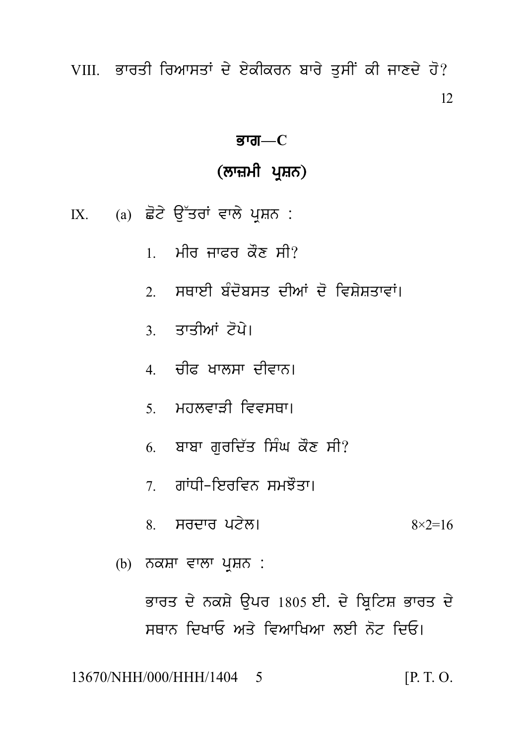VIII. ਭਾਰਤੀ ਰਿਆਸਤਾਂ ਦੇ ਏਕੀਕਰਨ ਬਾਰੇ ਤੁਸੀਂ ਕੀ ਜਾਣਦੇ ਹੋ? 12

## ਭਾਗ—C

### (ਲਾਜ਼ਮੀ ਪ੍ਰਸ਼ਨ)

IX. (a) ਛੋਟੇ ਉੱਤਰਾਂ ਵਾਲੇ ਪ੍ਰਸ਼ਨ :

1. ਮੀਰ ਜਾਫਰ ਕੌਣ ਸੀ?
2. ਸਥਾਈ ਬੰਦੋਬਸਤ ਦੀਆਂ ਦੋ ਵਿਸ਼ੇਸ਼ਤਾਵਾਂ।
3. ਤਾਤੀਆਂ ਟੋਪੇ।
4. ਚੀਫ ਖਾਲਸਾ ਦੀਵਾਨ।
5. ਮਹਲਵਾੜੀ ਵਿਵਸਥਾ।
6. ਬਾਬਾ ਗੁਰਦਿੱਤ ਸਿੰਘ ਕੌਣ ਸੀ?
7. ਗਾਂਧੀ-ਇਰਵਿਨ ਸਮਝੌਤਾ।
8. ਸਰਦਾਰ ਪਟੇਲ। $8\times2=16$

(b) ਨਕਸ਼ਾ ਵਾਲਾ ਪ੍ਰਸ਼ਨ :

ਭਾਰਤ ਦੇ ਨਕਸ਼ੇ ਉਪਰ 1805 ਈ. ਦੇ ਬ੍ਰਿਟਿਸ਼ ਭਾਰਤ ਦੇ ਸਥਾਨ ਦਿਖਾਓ ਅਤੇ ਵਿਆਖਿਆ ਲਈ ਨੋਟ ਦਿਓ।

13670/NHH/000/HHH/1404 [P. T. O.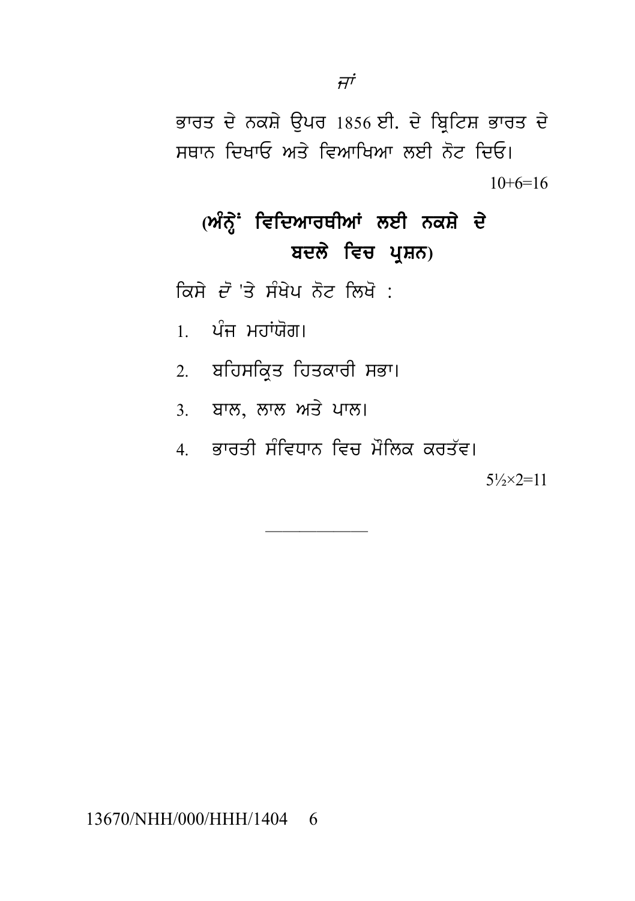*ਜਾਂ*

ਭਾਰਤ ਦੇ ਨਕਸ਼ੇ ਉਪਰ 1856 ਈ. ਦੇ ਬ੍ਰਿਟਿਸ਼ ਭਾਰਤ ਦੇ ਸਥਾਨ ਦਿਖਾਓ ਅਤੇ ਵਿਆਖਿਆ ਲਈ ਨੋਟ ਦਿਓ।

10+6=16

## (ਅੰਨ੍ਹੇਂ ਵਿਦਿਆਰਥੀਆਂ ਲਈ ਨਕਸ਼ੇ ਦੇ ਬਦਲੇ ਵਿਚ ਪ੍ਰਸ਼ਨ)

ਕਿਸੇ *ਦੋ* 'ਤੇ ਸੰਖੇਪ ਨੋਟ ਲਿਖੋ :

1. ਪੰਜ ਮਹਾਂਯੋਗ।
2. ਬਹਿਸਕ੍ਰਿਤ ਹਿਤਕਾਰੀ ਸਭਾ।
3. ਬਾਲ, ਲਾਲ ਅਤੇ ਪਾਲ।
4. ਭਾਰਤੀ ਸੰਵਿਧਾਨ ਵਿਚ ਮੌਲਿਕ ਕਰਤੱਵ।

5½×2=11

13670/NHH/000/HHH/1404